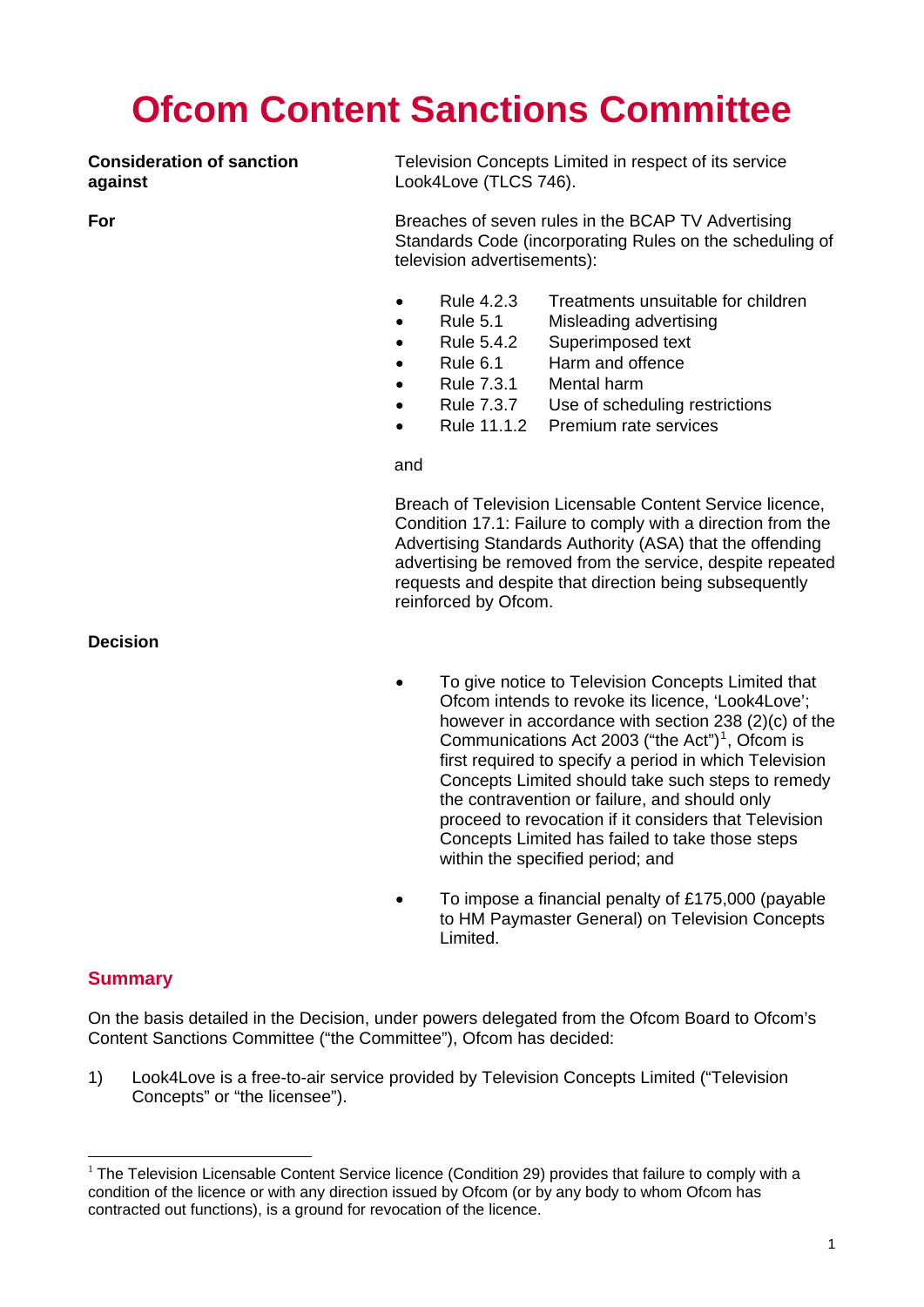# Ofcom Content Sanctions Committee

**Consideration of sanction against** Television Concepts Limited in respect of its service Look4Love (TLCS 746).

**For** Breaches of seven rules in the BCAP TV Advertising Standards Code (incorporating Rules on the scheduling of television advertisements):

- Rule 4.2.3 Treatments unsuitable for children
- Rule 5.1 Misleading advertising
- Rule 5.4.2 Superimposed text
- Rule 6.1 Harm and offence
- Rule 7.3.1 Mental harm
- Rule 7.3.7 Use of scheduling restrictions
- Rule 11.1.2 Premium rate services

and

Breach of Television Licensable Content Service licence, Condition 17.1: Failure to comply with a direction from the Advertising Standards Authority (ASA) that the offending advertising be removed from the service, despite repeated requests and despite that direction being subsequently reinforced by Ofcom.

**Decision**

- To give notice to Television Concepts Limited that Ofcom intends to revoke its licence, 'Look4Love'; however in accordance with section 238 (2)(c) of the Communications Act 2003 ("the Act")[1], Ofcom is first required to specify a period in which Television Concepts Limited should take such steps to remedy the contravention or failure, and should only proceed to revocation if it considers that Television Concepts Limited has failed to take those steps within the specified period; and

- To impose a financial penalty of £175,000 (payable to HM Paymaster General) on Television Concepts Limited.

## Summary

On the basis detailed in the Decision, under powers delegated from the Ofcom Board to Ofcom's Content Sanctions Committee ("the Committee"), Ofcom has decided:

1) Look4Love is a free-to-air service provided by Television Concepts Limited ("Television Concepts" or "the licensee").

[1] The Television Licensable Content Service licence (Condition 29) provides that failure to comply with a condition of the licence or with any direction issued by Ofcom (or by any body to whom Ofcom has contracted out functions), is a ground for revocation of the licence.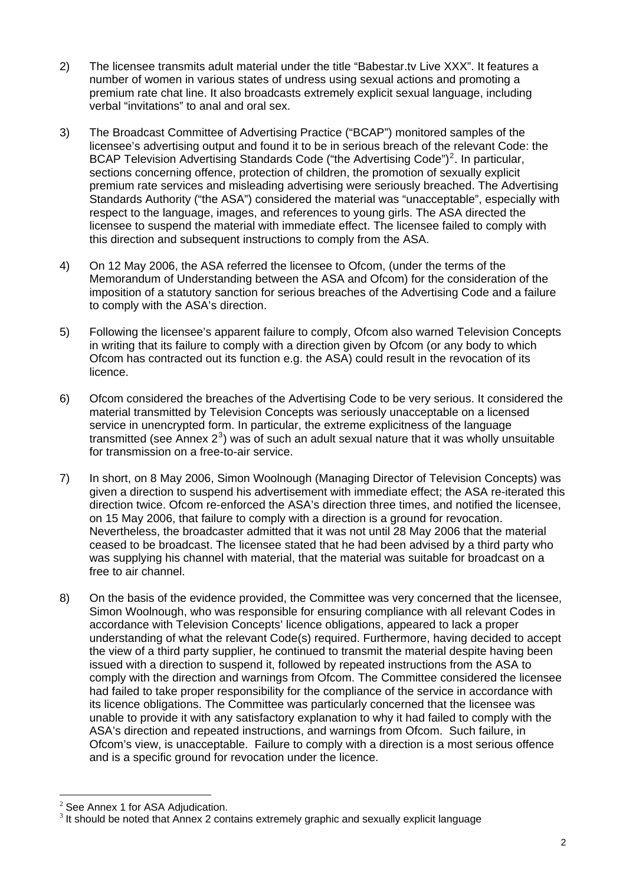2) The licensee transmits adult material under the title "Babestar.tv Live XXX". It features a number of women in various states of undress using sexual actions and promoting a premium rate chat line. It also broadcasts extremely explicit sexual language, including verbal "invitations" to anal and oral sex.

3) The Broadcast Committee of Advertising Practice ("BCAP") monitored samples of the licensee's advertising output and found it to be in serious breach of the relevant Code: the BCAP Television Advertising Standards Code ("the Advertising Code")[2]. In particular, sections concerning offence, protection of children, the promotion of sexually explicit premium rate services and misleading advertising were seriously breached. The Advertising Standards Authority ("the ASA") considered the material was "unacceptable", especially with respect to the language, images, and references to young girls. The ASA directed the licensee to suspend the material with immediate effect. The licensee failed to comply with this direction and subsequent instructions to comply from the ASA.

4) On 12 May 2006, the ASA referred the licensee to Ofcom, (under the terms of the Memorandum of Understanding between the ASA and Ofcom) for the consideration of the imposition of a statutory sanction for serious breaches of the Advertising Code and a failure to comply with the ASA's direction.

5) Following the licensee's apparent failure to comply, Ofcom also warned Television Concepts in writing that its failure to comply with a direction given by Ofcom (or any body to which Ofcom has contracted out its function e.g. the ASA) could result in the revocation of its licence.

6) Ofcom considered the breaches of the Advertising Code to be very serious. It considered the material transmitted by Television Concepts was seriously unacceptable on a licensed service in unencrypted form. In particular, the extreme explicitness of the language transmitted (see Annex 2[3]) was of such an adult sexual nature that it was wholly unsuitable for transmission on a free-to-air service.

7) In short, on 8 May 2006, Simon Woolnough (Managing Director of Television Concepts) was given a direction to suspend his advertisement with immediate effect; the ASA re-iterated this direction twice. Ofcom re-enforced the ASA's direction three times, and notified the licensee, on 15 May 2006, that failure to comply with a direction is a ground for revocation. Nevertheless, the broadcaster admitted that it was not until 28 May 2006 that the material ceased to be broadcast. The licensee stated that he had been advised by a third party who was supplying his channel with material, that the material was suitable for broadcast on a free to air channel.

8) On the basis of the evidence provided, the Committee was very concerned that the licensee, Simon Woolnough, who was responsible for ensuring compliance with all relevant Codes in accordance with Television Concepts' licence obligations, appeared to lack a proper understanding of what the relevant Code(s) required. Furthermore, having decided to accept the view of a third party supplier, he continued to transmit the material despite having been issued with a direction to suspend it, followed by repeated instructions from the ASA to comply with the direction and warnings from Ofcom. The Committee considered the licensee had failed to take proper responsibility for the compliance of the service in accordance with its licence obligations. The Committee was particularly concerned that the licensee was unable to provide it with any satisfactory explanation to why it had failed to comply with the ASA's direction and repeated instructions, and warnings from Ofcom. Such failure, in Ofcom's view, is unacceptable. Failure to comply with a direction is a most serious offence and is a specific ground for revocation under the licence.

[2] See Annex 1 for ASA Adjudication.

[3] It should be noted that Annex 2 contains extremely graphic and sexually explicit language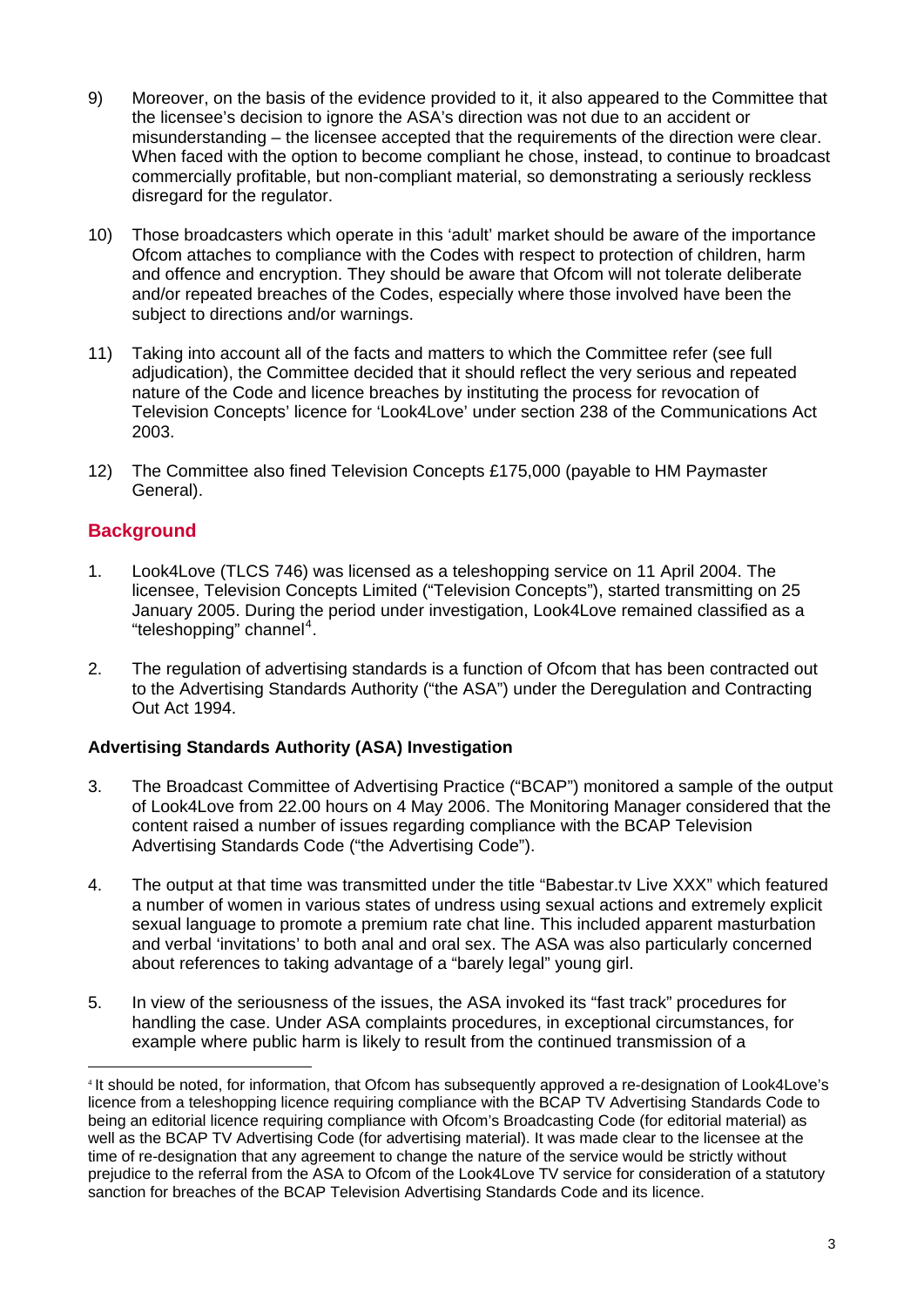9) Moreover, on the basis of the evidence provided to it, it also appeared to the Committee that the licensee's decision to ignore the ASA's direction was not due to an accident or misunderstanding – the licensee accepted that the requirements of the direction were clear. When faced with the option to become compliant he chose, instead, to continue to broadcast commercially profitable, but non-compliant material, so demonstrating a seriously reckless disregard for the regulator.

10) Those broadcasters which operate in this 'adult' market should be aware of the importance Ofcom attaches to compliance with the Codes with respect to protection of children, harm and offence and encryption. They should be aware that Ofcom will not tolerate deliberate and/or repeated breaches of the Codes, especially where those involved have been the subject to directions and/or warnings.

11) Taking into account all of the facts and matters to which the Committee refer (see full adjudication), the Committee decided that it should reflect the very serious and repeated nature of the Code and licence breaches by instituting the process for revocation of Television Concepts' licence for 'Look4Love' under section 238 of the Communications Act 2003.

12) The Committee also fined Television Concepts £175,000 (payable to HM Paymaster General).

## Background

1. Look4Love (TLCS 746) was licensed as a teleshopping service on 11 April 2004. The licensee, Television Concepts Limited ("Television Concepts"), started transmitting on 25 January 2005. During the period under investigation, Look4Love remained classified as a "teleshopping" channel[4].

2. The regulation of advertising standards is a function of Ofcom that has been contracted out to the Advertising Standards Authority ("the ASA") under the Deregulation and Contracting Out Act 1994.

### Advertising Standards Authority (ASA) Investigation

3. The Broadcast Committee of Advertising Practice ("BCAP") monitored a sample of the output of Look4Love from 22.00 hours on 4 May 2006. The Monitoring Manager considered that the content raised a number of issues regarding compliance with the BCAP Television Advertising Standards Code ("the Advertising Code").

4. The output at that time was transmitted under the title "Babestar.tv Live XXX" which featured a number of women in various states of undress using sexual actions and extremely explicit sexual language to promote a premium rate chat line. This included apparent masturbation and verbal 'invitations' to both anal and oral sex. The ASA was also particularly concerned about references to taking advantage of a "barely legal" young girl.

5. In view of the seriousness of the issues, the ASA invoked its "fast track" procedures for handling the case. Under ASA complaints procedures, in exceptional circumstances, for example where public harm is likely to result from the continued transmission of a

[4] It should be noted, for information, that Ofcom has subsequently approved a re-designation of Look4Love's licence from a teleshopping licence requiring compliance with the BCAP TV Advertising Standards Code to being an editorial licence requiring compliance with Ofcom's Broadcasting Code (for editorial material) as well as the BCAP TV Advertising Code (for advertising material). It was made clear to the licensee at the time of re-designation that any agreement to change the nature of the service would be strictly without prejudice to the referral from the ASA to Ofcom of the Look4Love TV service for consideration of a statutory sanction for breaches of the BCAP Television Advertising Standards Code and its licence.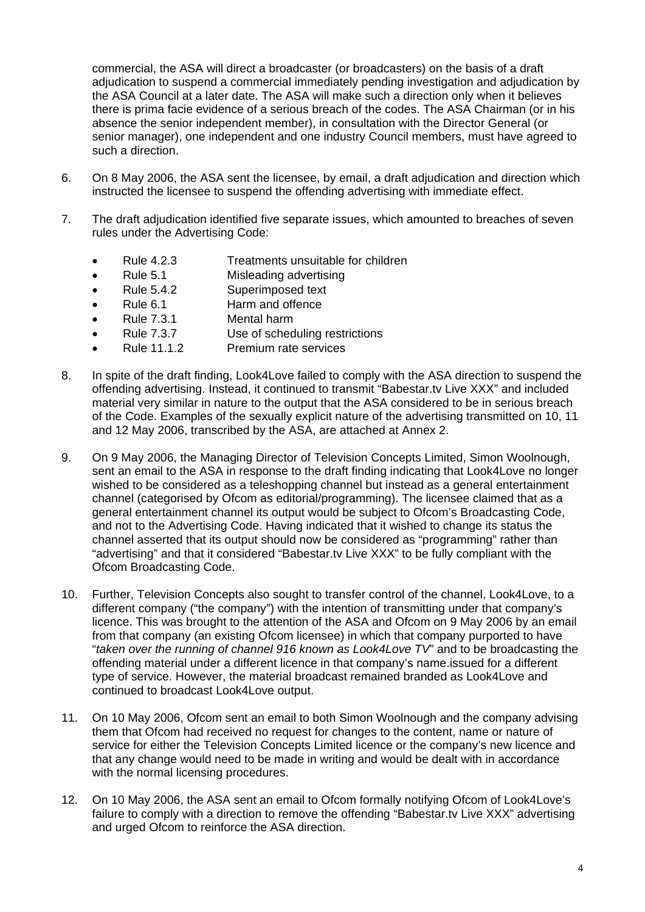commercial, the ASA will direct a broadcaster (or broadcasters) on the basis of a draft adjudication to suspend a commercial immediately pending investigation and adjudication by the ASA Council at a later date. The ASA will make such a direction only when it believes there is prima facie evidence of a serious breach of the codes. The ASA Chairman (or in his absence the senior independent member), in consultation with the Director General (or senior manager), one independent and one industry Council members, must have agreed to such a direction.

6. On 8 May 2006, the ASA sent the licensee, by email, a draft adjudication and direction which instructed the licensee to suspend the offending advertising with immediate effect.

7. The draft adjudication identified five separate issues, which amounted to breaches of seven rules under the Advertising Code:

   - Rule 4.2.3 Treatments unsuitable for children
   - Rule 5.1 Misleading advertising
   - Rule 5.4.2 Superimposed text
   - Rule 6.1 Harm and offence
   - Rule 7.3.1 Mental harm
   - Rule 7.3.7 Use of scheduling restrictions
   - Rule 11.1.2 Premium rate services

8. In spite of the draft finding, Look4Love failed to comply with the ASA direction to suspend the offending advertising. Instead, it continued to transmit "Babestar.tv Live XXX" and included material very similar in nature to the output that the ASA considered to be in serious breach of the Code. Examples of the sexually explicit nature of the advertising transmitted on 10, 11 and 12 May 2006, transcribed by the ASA, are attached at Annex 2.

9. On 9 May 2006, the Managing Director of Television Concepts Limited, Simon Woolnough, sent an email to the ASA in response to the draft finding indicating that Look4Love no longer wished to be considered as a teleshopping channel but instead as a general entertainment channel (categorised by Ofcom as editorial/programming). The licensee claimed that as a general entertainment channel its output would be subject to Ofcom's Broadcasting Code, and not to the Advertising Code. Having indicated that it wished to change its status the channel asserted that its output should now be considered as "programming" rather than "advertising" and that it considered "Babestar.tv Live XXX" to be fully compliant with the Ofcom Broadcasting Code.

10. Further, Television Concepts also sought to transfer control of the channel, Look4Love, to a different company ("the company") with the intention of transmitting under that company's licence. This was brought to the attention of the ASA and Ofcom on 9 May 2006 by an email from that company (an existing Ofcom licensee) in which that company purported to have "*taken over the running of channel 916 known as Look4Love TV*" and to be broadcasting the offending material under a different licence in that company's name.issued for a different type of service. However, the material broadcast remained branded as Look4Love and continued to broadcast Look4Love output.

11. On 10 May 2006, Ofcom sent an email to both Simon Woolnough and the company advising them that Ofcom had received no request for changes to the content, name or nature of service for either the Television Concepts Limited licence or the company's new licence and that any change would need to be made in writing and would be dealt with in accordance with the normal licensing procedures.

12. On 10 May 2006, the ASA sent an email to Ofcom formally notifying Ofcom of Look4Love's failure to comply with a direction to remove the offending "Babestar.tv Live XXX" advertising and urged Ofcom to reinforce the ASA direction.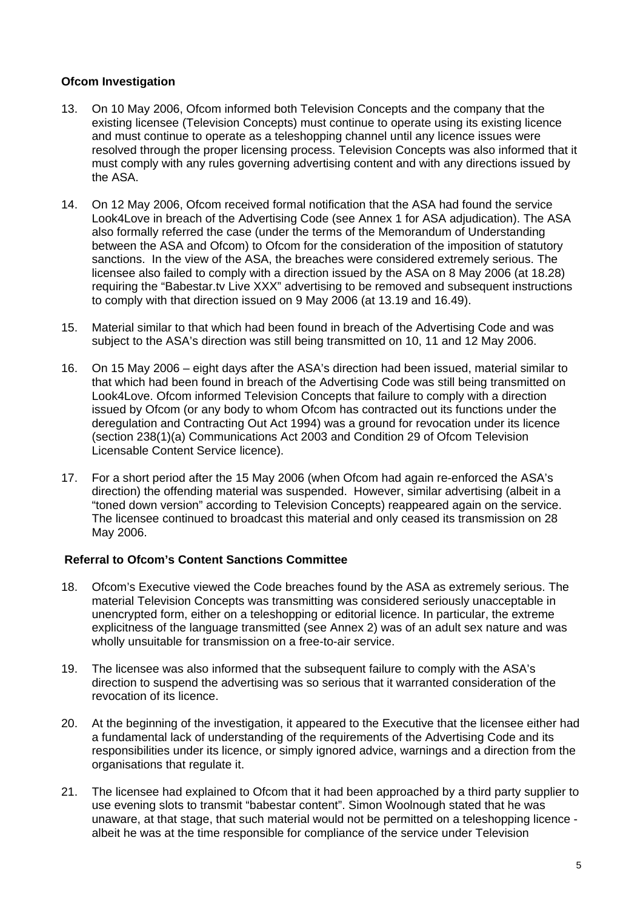### Ofcom Investigation

13. On 10 May 2006, Ofcom informed both Television Concepts and the company that the existing licensee (Television Concepts) must continue to operate using its existing licence and must continue to operate as a teleshopping channel until any licence issues were resolved through the proper licensing process. Television Concepts was also informed that it must comply with any rules governing advertising content and with any directions issued by the ASA.

14. On 12 May 2006, Ofcom received formal notification that the ASA had found the service Look4Love in breach of the Advertising Code (see Annex 1 for ASA adjudication). The ASA also formally referred the case (under the terms of the Memorandum of Understanding between the ASA and Ofcom) to Ofcom for the consideration of the imposition of statutory sanctions. In the view of the ASA, the breaches were considered extremely serious. The licensee also failed to comply with a direction issued by the ASA on 8 May 2006 (at 18.28) requiring the "Babestar.tv Live XXX" advertising to be removed and subsequent instructions to comply with that direction issued on 9 May 2006 (at 13.19 and 16.49).

15. Material similar to that which had been found in breach of the Advertising Code and was subject to the ASA's direction was still being transmitted on 10, 11 and 12 May 2006.

16. On 15 May 2006 – eight days after the ASA's direction had been issued, material similar to that which had been found in breach of the Advertising Code was still being transmitted on Look4Love. Ofcom informed Television Concepts that failure to comply with a direction issued by Ofcom (or any body to whom Ofcom has contracted out its functions under the deregulation and Contracting Out Act 1994) was a ground for revocation under its licence (section 238(1)(a) Communications Act 2003 and Condition 29 of Ofcom Television Licensable Content Service licence).

17. For a short period after the 15 May 2006 (when Ofcom had again re-enforced the ASA's direction) the offending material was suspended. However, similar advertising (albeit in a "toned down version" according to Television Concepts) reappeared again on the service. The licensee continued to broadcast this material and only ceased its transmission on 28 May 2006.

### Referral to Ofcom's Content Sanctions Committee

18. Ofcom's Executive viewed the Code breaches found by the ASA as extremely serious. The material Television Concepts was transmitting was considered seriously unacceptable in unencrypted form, either on a teleshopping or editorial licence. In particular, the extreme explicitness of the language transmitted (see Annex 2) was of an adult sex nature and was wholly unsuitable for transmission on a free-to-air service.

19. The licensee was also informed that the subsequent failure to comply with the ASA's direction to suspend the advertising was so serious that it warranted consideration of the revocation of its licence.

20. At the beginning of the investigation, it appeared to the Executive that the licensee either had a fundamental lack of understanding of the requirements of the Advertising Code and its responsibilities under its licence, or simply ignored advice, warnings and a direction from the organisations that regulate it.

21. The licensee had explained to Ofcom that it had been approached by a third party supplier to use evening slots to transmit "babestar content". Simon Woolnough stated that he was unaware, at that stage, that such material would not be permitted on a teleshopping licence - albeit he was at the time responsible for compliance of the service under Television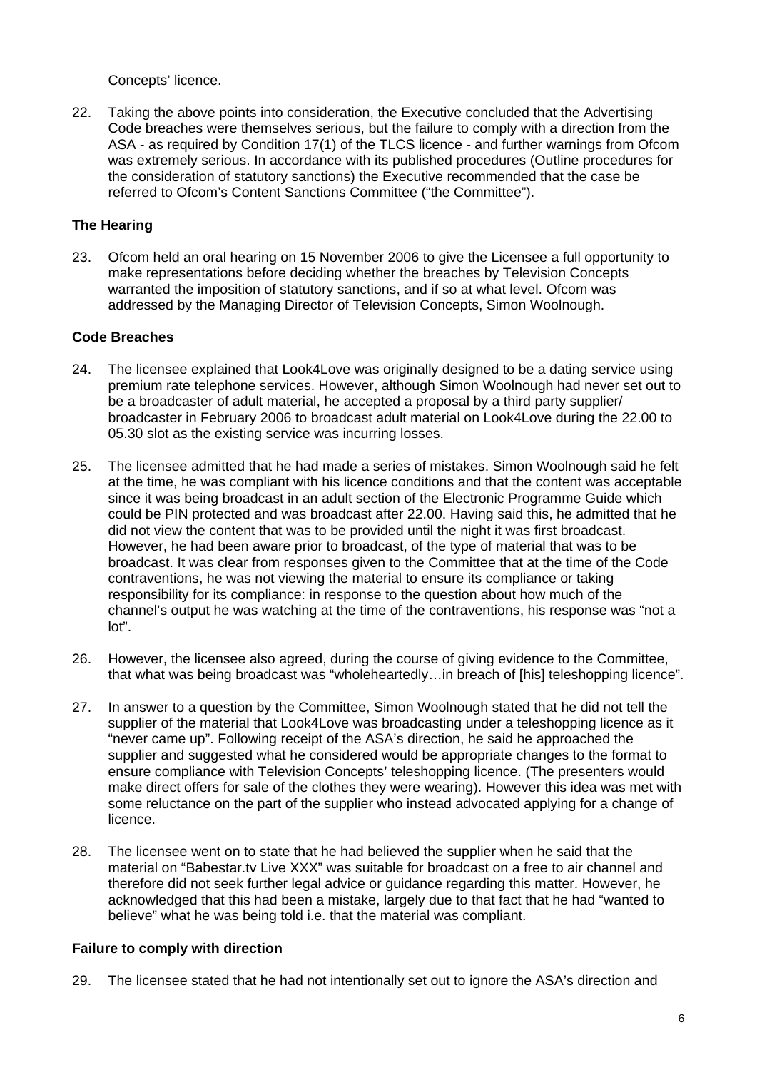Concepts' licence.

22. Taking the above points into consideration, the Executive concluded that the Advertising Code breaches were themselves serious, but the failure to comply with a direction from the ASA - as required by Condition 17(1) of the TLCS licence - and further warnings from Ofcom was extremely serious. In accordance with its published procedures (Outline procedures for the consideration of statutory sanctions) the Executive recommended that the case be referred to Ofcom's Content Sanctions Committee ("the Committee").

### The Hearing

23. Ofcom held an oral hearing on 15 November 2006 to give the Licensee a full opportunity to make representations before deciding whether the breaches by Television Concepts warranted the imposition of statutory sanctions, and if so at what level. Ofcom was addressed by the Managing Director of Television Concepts, Simon Woolnough.

### Code Breaches

24. The licensee explained that Look4Love was originally designed to be a dating service using premium rate telephone services. However, although Simon Woolnough had never set out to be a broadcaster of adult material, he accepted a proposal by a third party supplier/ broadcaster in February 2006 to broadcast adult material on Look4Love during the 22.00 to 05.30 slot as the existing service was incurring losses.

25. The licensee admitted that he had made a series of mistakes. Simon Woolnough said he felt at the time, he was compliant with his licence conditions and that the content was acceptable since it was being broadcast in an adult section of the Electronic Programme Guide which could be PIN protected and was broadcast after 22.00. Having said this, he admitted that he did not view the content that was to be provided until the night it was first broadcast. However, he had been aware prior to broadcast, of the type of material that was to be broadcast. It was clear from responses given to the Committee that at the time of the Code contraventions, he was not viewing the material to ensure its compliance or taking responsibility for its compliance: in response to the question about how much of the channel's output he was watching at the time of the contraventions, his response was "not a lot".

26. However, the licensee also agreed, during the course of giving evidence to the Committee, that what was being broadcast was "wholeheartedly…in breach of [his] teleshopping licence".

27. In answer to a question by the Committee, Simon Woolnough stated that he did not tell the supplier of the material that Look4Love was broadcasting under a teleshopping licence as it "never came up". Following receipt of the ASA's direction, he said he approached the supplier and suggested what he considered would be appropriate changes to the format to ensure compliance with Television Concepts' teleshopping licence. (The presenters would make direct offers for sale of the clothes they were wearing). However this idea was met with some reluctance on the part of the supplier who instead advocated applying for a change of licence.

28. The licensee went on to state that he had believed the supplier when he said that the material on "Babestar.tv Live XXX" was suitable for broadcast on a free to air channel and therefore did not seek further legal advice or guidance regarding this matter. However, he acknowledged that this had been a mistake, largely due to that fact that he had "wanted to believe" what he was being told i.e. that the material was compliant.

### Failure to comply with direction

29. The licensee stated that he had not intentionally set out to ignore the ASA's direction and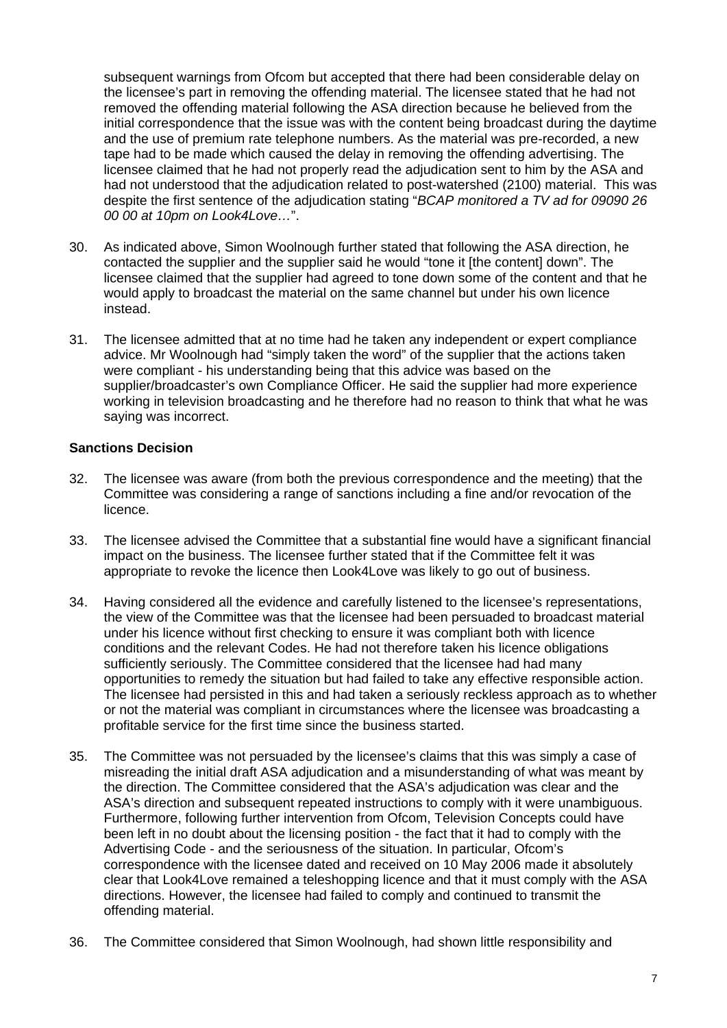subsequent warnings from Ofcom but accepted that there had been considerable delay on the licensee's part in removing the offending material. The licensee stated that he had not removed the offending material following the ASA direction because he believed from the initial correspondence that the issue was with the content being broadcast during the daytime and the use of premium rate telephone numbers. As the material was pre-recorded, a new tape had to be made which caused the delay in removing the offending advertising. The licensee claimed that he had not properly read the adjudication sent to him by the ASA and had not understood that the adjudication related to post-watershed (2100) material. This was despite the first sentence of the adjudication stating "*BCAP monitored a TV ad for 09090 26 00 00 at 10pm on Look4Love…*".

30. As indicated above, Simon Woolnough further stated that following the ASA direction, he contacted the supplier and the supplier said he would "tone it [the content] down". The licensee claimed that the supplier had agreed to tone down some of the content and that he would apply to broadcast the material on the same channel but under his own licence instead.

31. The licensee admitted that at no time had he taken any independent or expert compliance advice. Mr Woolnough had "simply taken the word" of the supplier that the actions taken were compliant - his understanding being that this advice was based on the supplier/broadcaster's own Compliance Officer. He said the supplier had more experience working in television broadcasting and he therefore had no reason to think that what he was saying was incorrect.

**Sanctions Decision**

32. The licensee was aware (from both the previous correspondence and the meeting) that the Committee was considering a range of sanctions including a fine and/or revocation of the licence.

33. The licensee advised the Committee that a substantial fine would have a significant financial impact on the business. The licensee further stated that if the Committee felt it was appropriate to revoke the licence then Look4Love was likely to go out of business.

34. Having considered all the evidence and carefully listened to the licensee's representations, the view of the Committee was that the licensee had been persuaded to broadcast material under his licence without first checking to ensure it was compliant both with licence conditions and the relevant Codes. He had not therefore taken his licence obligations sufficiently seriously. The Committee considered that the licensee had had many opportunities to remedy the situation but had failed to take any effective responsible action. The licensee had persisted in this and had taken a seriously reckless approach as to whether or not the material was compliant in circumstances where the licensee was broadcasting a profitable service for the first time since the business started.

35. The Committee was not persuaded by the licensee's claims that this was simply a case of misreading the initial draft ASA adjudication and a misunderstanding of what was meant by the direction. The Committee considered that the ASA's adjudication was clear and the ASA's direction and subsequent repeated instructions to comply with it were unambiguous. Furthermore, following further intervention from Ofcom, Television Concepts could have been left in no doubt about the licensing position - the fact that it had to comply with the Advertising Code - and the seriousness of the situation. In particular, Ofcom's correspondence with the licensee dated and received on 10 May 2006 made it absolutely clear that Look4Love remained a teleshopping licence and that it must comply with the ASA directions. However, the licensee had failed to comply and continued to transmit the offending material.

36. The Committee considered that Simon Woolnough, had shown little responsibility and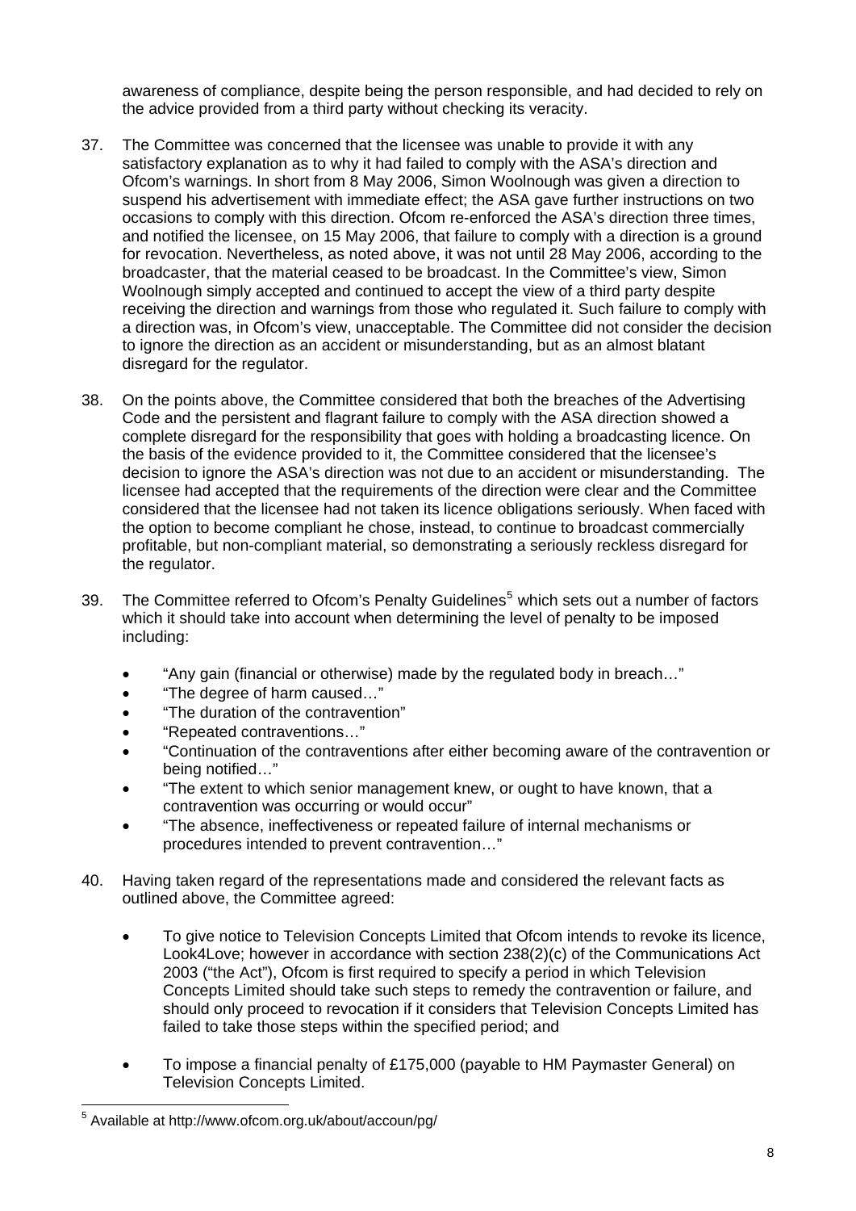awareness of compliance, despite being the person responsible, and had decided to rely on the advice provided from a third party without checking its veracity.

37. The Committee was concerned that the licensee was unable to provide it with any satisfactory explanation as to why it had failed to comply with the ASA's direction and Ofcom's warnings. In short from 8 May 2006, Simon Woolnough was given a direction to suspend his advertisement with immediate effect; the ASA gave further instructions on two occasions to comply with this direction. Ofcom re-enforced the ASA's direction three times, and notified the licensee, on 15 May 2006, that failure to comply with a direction is a ground for revocation. Nevertheless, as noted above, it was not until 28 May 2006, according to the broadcaster, that the material ceased to be broadcast. In the Committee's view, Simon Woolnough simply accepted and continued to accept the view of a third party despite receiving the direction and warnings from those who regulated it. Such failure to comply with a direction was, in Ofcom's view, unacceptable. The Committee did not consider the decision to ignore the direction as an accident or misunderstanding, but as an almost blatant disregard for the regulator.

38. On the points above, the Committee considered that both the breaches of the Advertising Code and the persistent and flagrant failure to comply with the ASA direction showed a complete disregard for the responsibility that goes with holding a broadcasting licence. On the basis of the evidence provided to it, the Committee considered that the licensee's decision to ignore the ASA's direction was not due to an accident or misunderstanding. The licensee had accepted that the requirements of the direction were clear and the Committee considered that the licensee had not taken its licence obligations seriously. When faced with the option to become compliant he chose, instead, to continue to broadcast commercially profitable, but non-compliant material, so demonstrating a seriously reckless disregard for the regulator.

39. The Committee referred to Ofcom's Penalty Guidelines[5] which sets out a number of factors which it should take into account when determining the level of penalty to be imposed including:

- "Any gain (financial or otherwise) made by the regulated body in breach…"
- "The degree of harm caused…"
- "The duration of the contravention"
- "Repeated contraventions…"
- "Continuation of the contraventions after either becoming aware of the contravention or being notified…"
- "The extent to which senior management knew, or ought to have known, that a contravention was occurring or would occur"
- "The absence, ineffectiveness or repeated failure of internal mechanisms or procedures intended to prevent contravention…"

40. Having taken regard of the representations made and considered the relevant facts as outlined above, the Committee agreed:

- To give notice to Television Concepts Limited that Ofcom intends to revoke its licence, Look4Love; however in accordance with section 238(2)(c) of the Communications Act 2003 ("the Act"), Ofcom is first required to specify a period in which Television Concepts Limited should take such steps to remedy the contravention or failure, and should only proceed to revocation if it considers that Television Concepts Limited has failed to take those steps within the specified period; and

- To impose a financial penalty of £175,000 (payable to HM Paymaster General) on Television Concepts Limited.

[5] Available at http://www.ofcom.org.uk/about/accoun/pg/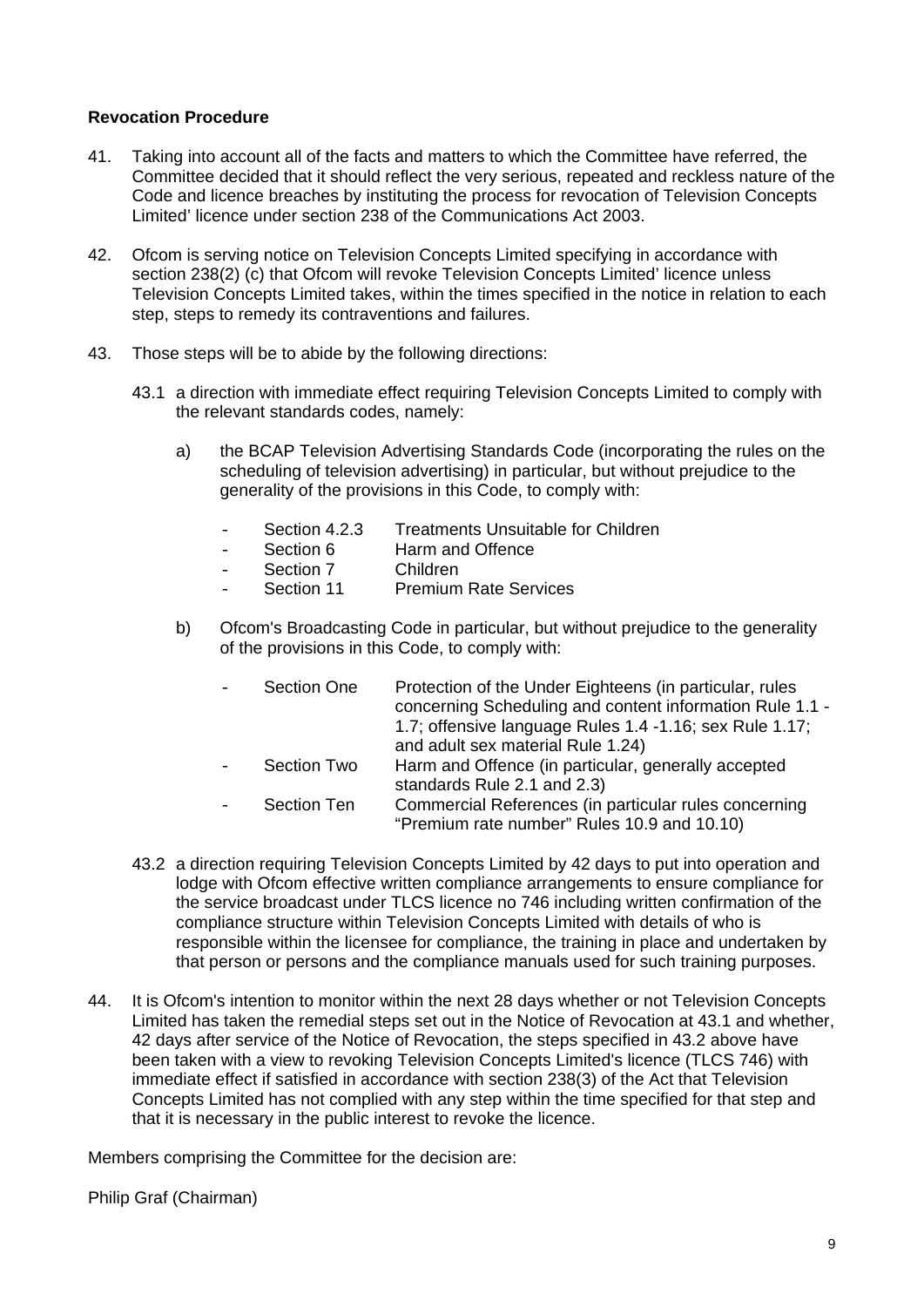**Revocation Procedure**

41. Taking into account all of the facts and matters to which the Committee have referred, the Committee decided that it should reflect the very serious, repeated and reckless nature of the Code and licence breaches by instituting the process for revocation of Television Concepts Limited' licence under section 238 of the Communications Act 2003.

42. Ofcom is serving notice on Television Concepts Limited specifying in accordance with section 238(2) (c) that Ofcom will revoke Television Concepts Limited' licence unless Television Concepts Limited takes, within the times specified in the notice in relation to each step, steps to remedy its contraventions and failures.

43. Those steps will be to abide by the following directions:

    43.1 a direction with immediate effect requiring Television Concepts Limited to comply with the relevant standards codes, namely:

    a) the BCAP Television Advertising Standards Code (incorporating the rules on the scheduling of television advertising) in particular, but without prejudice to the generality of the provisions in this Code, to comply with:

    - Section 4.2.3 Treatments Unsuitable for Children
    - Section 6 Harm and Offence
    - Section 7 Children
    - Section 11 Premium Rate Services

    b) Ofcom's Broadcasting Code in particular, but without prejudice to the generality of the provisions in this Code, to comply with:

    - Section One Protection of the Under Eighteens (in particular, rules concerning Scheduling and content information Rule 1.1 - 1.7; offensive language Rules 1.4 -1.16; sex Rule 1.17; and adult sex material Rule 1.24)
    - Section Two Harm and Offence (in particular, generally accepted standards Rule 2.1 and 2.3)
    - Section Ten Commercial References (in particular rules concerning "Premium rate number" Rules 10.9 and 10.10)

    43.2 a direction requiring Television Concepts Limited by 42 days to put into operation and lodge with Ofcom effective written compliance arrangements to ensure compliance for the service broadcast under TLCS licence no 746 including written confirmation of the compliance structure within Television Concepts Limited with details of who is responsible within the licensee for compliance, the training in place and undertaken by that person or persons and the compliance manuals used for such training purposes.

44. It is Ofcom's intention to monitor within the next 28 days whether or not Television Concepts Limited has taken the remedial steps set out in the Notice of Revocation at 43.1 and whether, 42 days after service of the Notice of Revocation, the steps specified in 43.2 above have been taken with a view to revoking Television Concepts Limited's licence (TLCS 746) with immediate effect if satisfied in accordance with section 238(3) of the Act that Television Concepts Limited has not complied with any step within the time specified for that step and that it is necessary in the public interest to revoke the licence.

Members comprising the Committee for the decision are:

Philip Graf (Chairman)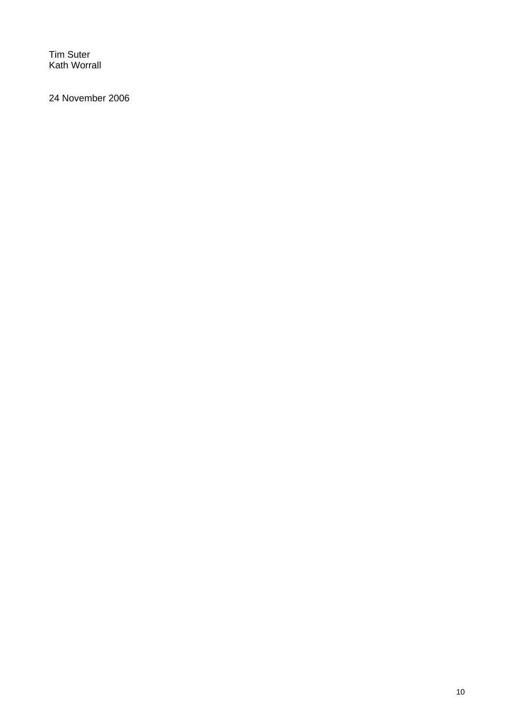Tim Suter
Kath Worrall

24 November 2006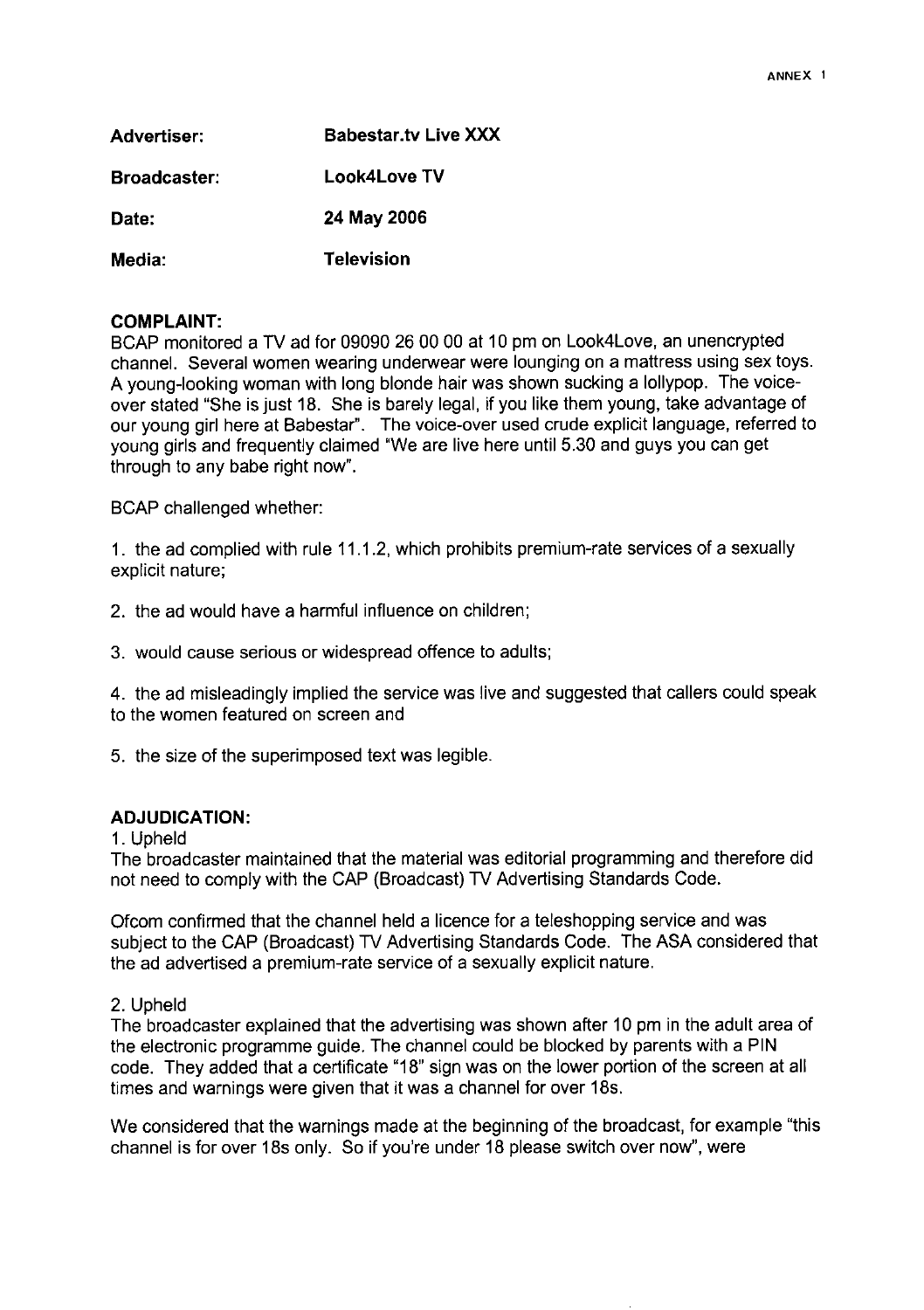ANNEX 1

| | |
|---|---|
| **Advertiser:** | **Babestar.tv Live XXX** |
| **Broadcaster:** | **Look4Love TV** |
| **Date:** | **24 May 2006** |
| **Media:** | **Television** |

**COMPLAINT:**

BCAP monitored a TV ad for 09090 26 00 00 at 10 pm on Look4Love, an unencrypted channel. Several women wearing underwear were lounging on a mattress using sex toys. A young-looking woman with long blonde hair was shown sucking a lollypop. The voice-over stated "She is just 18. She is barely legal, if you like them young, take advantage of our young girl here at Babestar". The voice-over used crude explicit language, referred to young girls and frequently claimed "We are live here until 5.30 and guys you can get through to any babe right now".

BCAP challenged whether:

1. the ad complied with rule 11.1.2, which prohibits premium-rate services of a sexually explicit nature;

2. the ad would have a harmful influence on children;

3. would cause serious or widespread offence to adults;

4. the ad misleadingly implied the service was live and suggested that callers could speak to the women featured on screen and

5. the size of the superimposed text was legible.

**ADJUDICATION:**

1. Upheld

The broadcaster maintained that the material was editorial programming and therefore did not need to comply with the CAP (Broadcast) TV Advertising Standards Code.

Ofcom confirmed that the channel held a licence for a teleshopping service and was subject to the CAP (Broadcast) TV Advertising Standards Code. The ASA considered that the ad advertised a premium-rate service of a sexually explicit nature.

2. Upheld

The broadcaster explained that the advertising was shown after 10 pm in the adult area of the electronic programme guide. The channel could be blocked by parents with a PIN code. They added that a certificate "18" sign was on the lower portion of the screen at all times and warnings were given that it was a channel for over 18s.

We considered that the warnings made at the beginning of the broadcast, for example "this channel is for over 18s only. So if you're under 18 please switch over now", were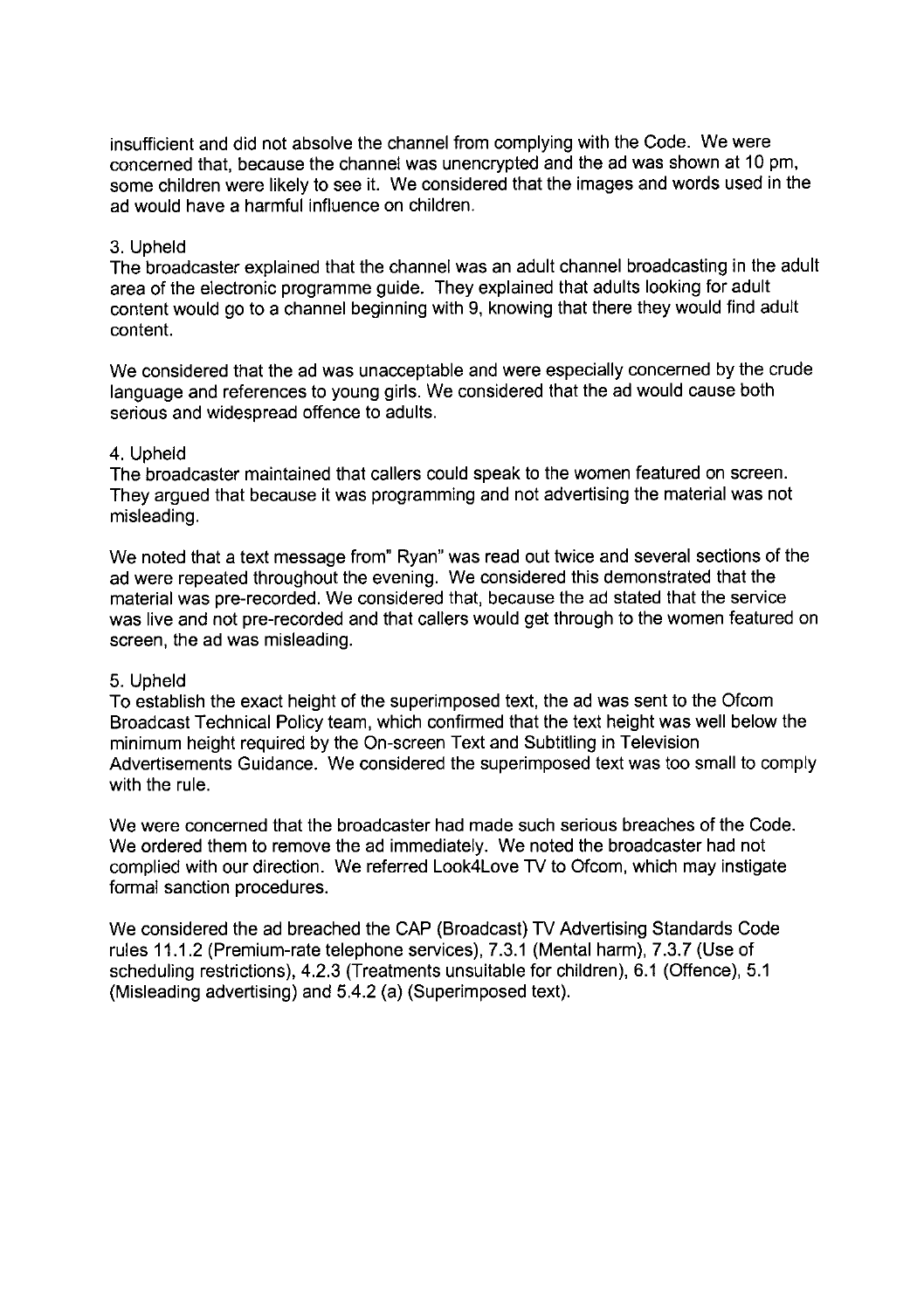insufficient and did not absolve the channel from complying with the Code. We were concerned that, because the channel was unencrypted and the ad was shown at 10 pm, some children were likely to see it. We considered that the images and words used in the ad would have a harmful influence on children.

3. Upheld

The broadcaster explained that the channel was an adult channel broadcasting in the adult area of the electronic programme guide. They explained that adults looking for adult content would go to a channel beginning with 9, knowing that there they would find adult content.

We considered that the ad was unacceptable and were especially concerned by the crude language and references to young girls. We considered that the ad would cause both serious and widespread offence to adults.

4. Upheld

The broadcaster maintained that callers could speak to the women featured on screen. They argued that because it was programming and not advertising the material was not misleading.

We noted that a text message from" Ryan" was read out twice and several sections of the ad were repeated throughout the evening. We considered this demonstrated that the material was pre-recorded. We considered that, because the ad stated that the service was live and not pre-recorded and that callers would get through to the women featured on screen, the ad was misleading.

5. Upheld

To establish the exact height of the superimposed text, the ad was sent to the Ofcom Broadcast Technical Policy team, which confirmed that the text height was well below the minimum height required by the On-screen Text and Subtitling in Television Advertisements Guidance. We considered the superimposed text was too small to comply with the rule.

We were concerned that the broadcaster had made such serious breaches of the Code. We ordered them to remove the ad immediately. We noted the broadcaster had not complied with our direction. We referred Look4Love TV to Ofcom, which may instigate formal sanction procedures.

We considered the ad breached the CAP (Broadcast) TV Advertising Standards Code rules 11.1.2 (Premium-rate telephone services), 7.3.1 (Mental harm), 7.3.7 (Use of scheduling restrictions), 4.2.3 (Treatments unsuitable for children), 6.1 (Offence), 5.1 (Misleading advertising) and 5.4.2 (a) (Superimposed text).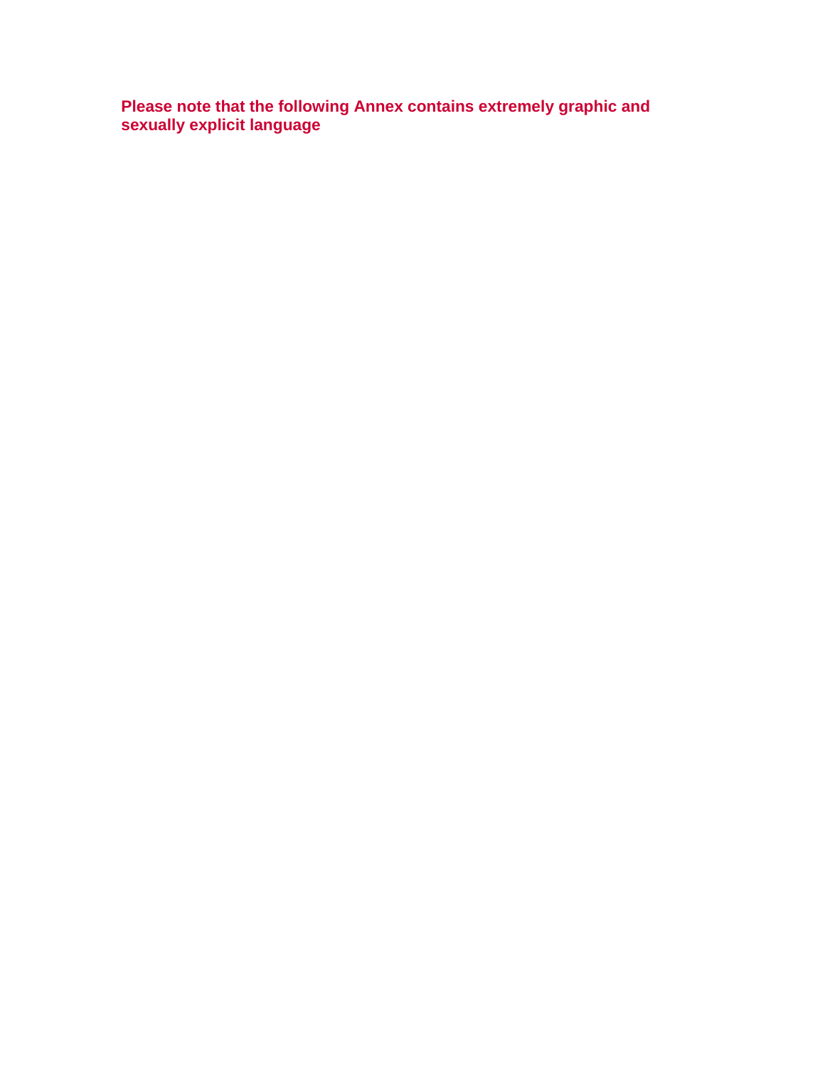**Please note that the following Annex contains extremely graphic and sexually explicit language**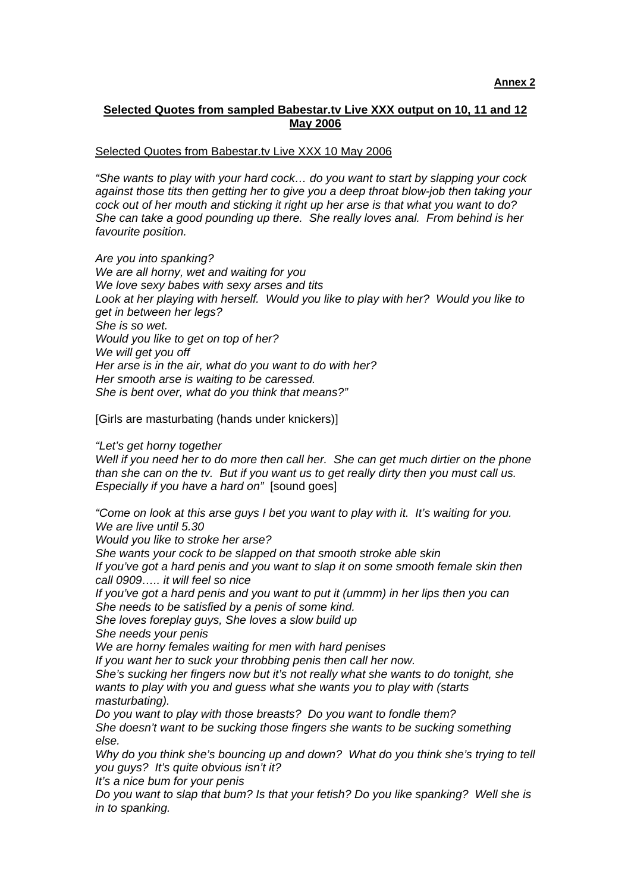**Annex 2**

**Selected Quotes from sampled Babestar.tv Live XXX output on 10, 11 and 12 May 2006**

Selected Quotes from Babestar.tv Live XXX 10 May 2006

*"She wants to play with your hard cock… do you want to start by slapping your cock against those tits then getting her to give you a deep throat blow-job then taking your cock out of her mouth and sticking it right up her arse is that what you want to do? She can take a good pounding up there. She really loves anal. From behind is her favourite position.*

*Are you into spanking?*
*We are all horny, wet and waiting for you*
*We love sexy babes with sexy arses and tits*
*Look at her playing with herself. Would you like to play with her? Would you like to get in between her legs?*
*She is so wet.*
*Would you like to get on top of her?*
*We will get you off*
*Her arse is in the air, what do you want to do with her?*
*Her smooth arse is waiting to be caressed.*
*She is bent over, what do you think that means?"*

[Girls are masturbating (hands under knickers)]

*"Let's get horny together*
*Well if you need her to do more then call her. She can get much dirtier on the phone than she can on the tv. But if you want us to get really dirty then you must call us. Especially if you have a hard on"* [sound goes]

*"Come on look at this arse guys I bet you want to play with it. It's waiting for you.*
*We are live until 5.30*
*Would you like to stroke her arse?*
*She wants your cock to be slapped on that smooth stroke able skin*
*If you've got a hard penis and you want to slap it on some smooth female skin then call 0909….. it will feel so nice*
*If you've got a hard penis and you want to put it (ummm) in her lips then you can*
*She needs to be satisfied by a penis of some kind.*
*She loves foreplay guys, She loves a slow build up*
*She needs your penis*
*We are horny females waiting for men with hard penises*
*If you want her to suck your throbbing penis then call her now.*
*She's sucking her fingers now but it's not really what she wants to do tonight, she wants to play with you and guess what she wants you to play with (starts masturbating).*
*Do you want to play with those breasts? Do you want to fondle them?*
*She doesn't want to be sucking those fingers she wants to be sucking something else.*
*Why do you think she's bouncing up and down? What do you think she's trying to tell you guys? It's quite obvious isn't it?*
*It's a nice bum for your penis*
*Do you want to slap that bum? Is that your fetish? Do you like spanking? Well she is in to spanking.*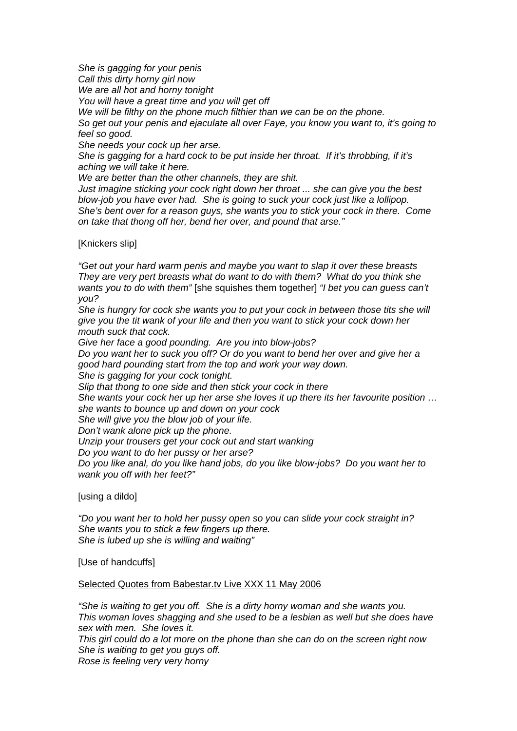*She is gagging for your penis*
*Call this dirty horny girl now*
*We are all hot and horny tonight*
*You will have a great time and you will get off*
*We will be filthy on the phone much filthier than we can be on the phone.*
*So get out your penis and ejaculate all over Faye, you know you want to, it's going to feel so good.*
*She needs your cock up her arse.*
*She is gagging for a hard cock to be put inside her throat. If it's throbbing, if it's aching we will take it here.*
*We are better than the other channels, they are shit.*
*Just imagine sticking your cock right down her throat ... she can give you the best blow-job you have ever had. She is going to suck your cock just like a lollipop.*
*She's bent over for a reason guys, she wants you to stick your cock in there. Come on take that thong off her, bend her over, and pound that arse."*

[Knickers slip]

*"Get out your hard warm penis and maybe you want to slap it over these breasts They are very pert breasts what do want to do with them? What do you think she wants you to do with them"* [she squishes them together] *"I bet you can guess can't you?*
*She is hungry for cock she wants you to put your cock in between those tits she will give you the tit wank of your life and then you want to stick your cock down her mouth suck that cock.*
*Give her face a good pounding. Are you into blow-jobs?*
*Do you want her to suck you off? Or do you want to bend her over and give her a good hard pounding start from the top and work your way down.*
*She is gagging for your cock tonight.*
*Slip that thong to one side and then stick your cock in there*
*She wants your cock her up her arse she loves it up there its her favourite position … she wants to bounce up and down on your cock*
*She will give you the blow job of your life.*
*Don't wank alone pick up the phone.*
*Unzip your trousers get your cock out and start wanking*
*Do you want to do her pussy or her arse?*
*Do you like anal, do you like hand jobs, do you like blow-jobs? Do you want her to wank you off with her feet?"*

[using a dildo]

*"Do you want her to hold her pussy open so you can slide your cock straight in?*
*She wants you to stick a few fingers up there.*
*She is lubed up she is willing and waiting"*

[Use of handcuffs]

<u>Selected Quotes from Babestar.tv Live XXX 11 May 2006</u>

*"She is waiting to get you off. She is a dirty horny woman and she wants you.*
*This woman loves shagging and she used to be a lesbian as well but she does have sex with men. She loves it.*
*This girl could do a lot more on the phone than she can do on the screen right now*
*She is waiting to get you guys off.*
*Rose is feeling very very horny*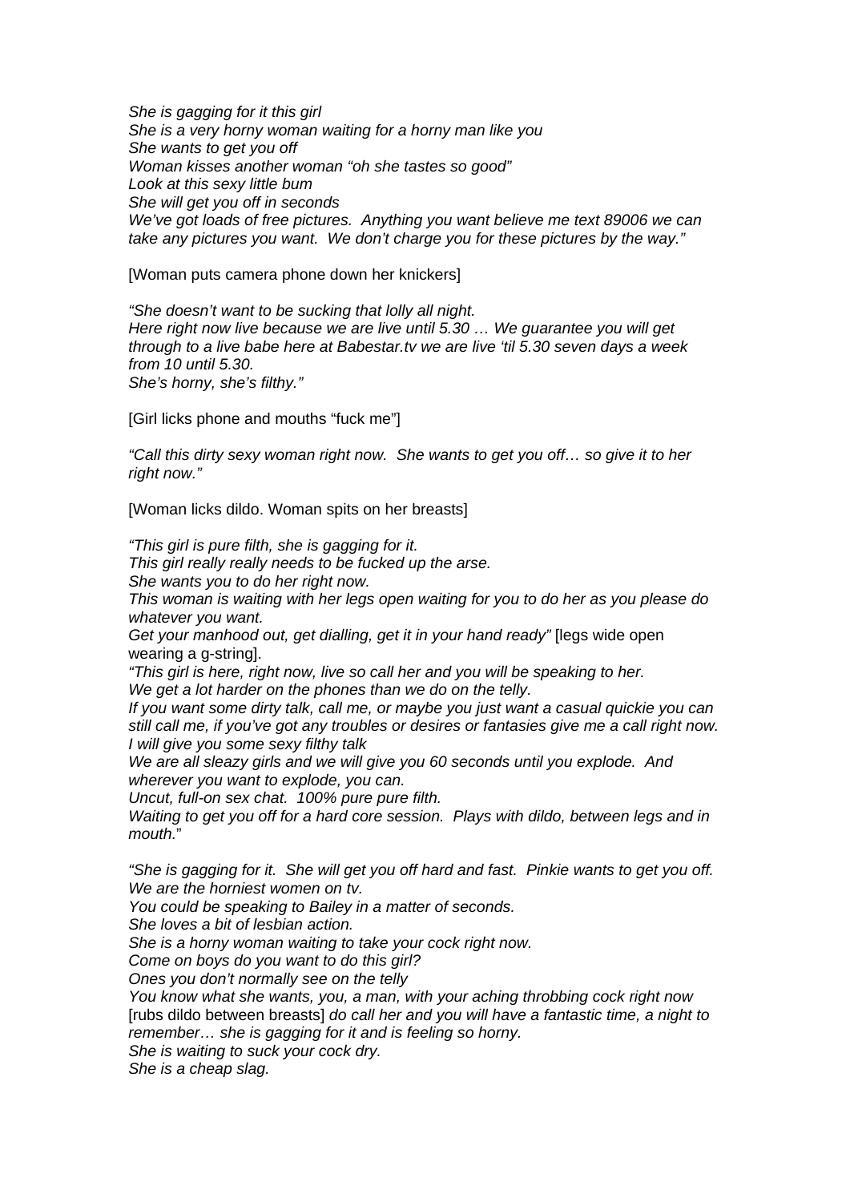*She is gagging for it this girl*
*She is a very horny woman waiting for a horny man like you*
*She wants to get you off*
*Woman kisses another woman "oh she tastes so good"*
*Look at this sexy little bum*
*She will get you off in seconds*
*We've got loads of free pictures. Anything you want believe me text 89006 we can take any pictures you want. We don't charge you for these pictures by the way."*

[Woman puts camera phone down her knickers]

*"She doesn't want to be sucking that lolly all night.*
*Here right now live because we are live until 5.30 … We guarantee you will get through to a live babe here at Babestar.tv we are live 'til 5.30 seven days a week from 10 until 5.30.*
*She's horny, she's filthy."*

[Girl licks phone and mouths "fuck me"]

*"Call this dirty sexy woman right now. She wants to get you off… so give it to her right now."*

[Woman licks dildo. Woman spits on her breasts]

*"This girl is pure filth, she is gagging for it.*
*This girl really really needs to be fucked up the arse.*
*She wants you to do her right now.*
*This woman is waiting with her legs open waiting for you to do her as you please do whatever you want.*
*Get your manhood out, get dialling, get it in your hand ready"* [legs wide open wearing a g-string].
*"This girl is here, right now, live so call her and you will be speaking to her.*
*We get a lot harder on the phones than we do on the telly.*
*If you want some dirty talk, call me, or maybe you just want a casual quickie you can still call me, if you've got any troubles or desires or fantasies give me a call right now.*
*I will give you some sexy filthy talk*
*We are all sleazy girls and we will give you 60 seconds until you explode. And wherever you want to explode, you can.*
*Uncut, full-on sex chat. 100% pure pure filth.*
*Waiting to get you off for a hard core session. Plays with dildo, between legs and in mouth.*"

*"She is gagging for it. She will get you off hard and fast. Pinkie wants to get you off.*
*We are the horniest women on tv.*
*You could be speaking to Bailey in a matter of seconds.*
*She loves a bit of lesbian action.*
*She is a horny woman waiting to take your cock right now.*
*Come on boys do you want to do this girl?*
*Ones you don't normally see on the telly*
*You know what she wants, you, a man, with your aching throbbing cock right now* [rubs dildo between breasts] *do call her and you will have a fantastic time, a night to remember… she is gagging for it and is feeling so horny.*
*She is waiting to suck your cock dry.*
*She is a cheap slag.*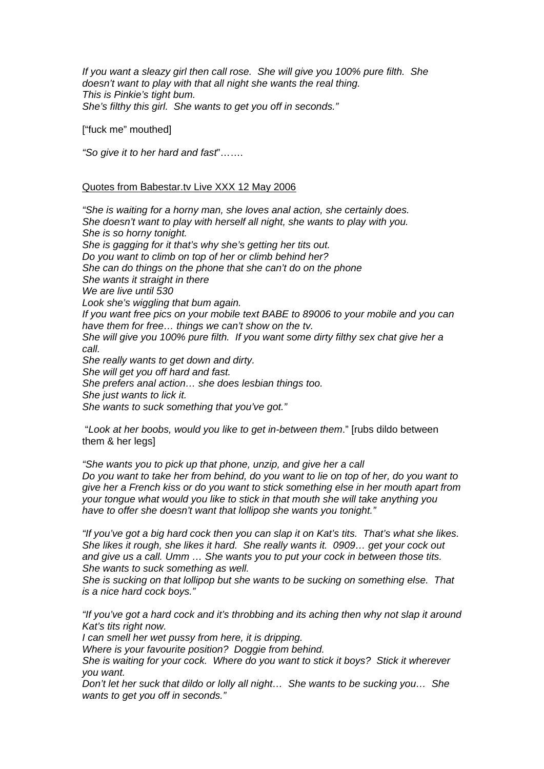*If you want a sleazy girl then call rose. She will give you 100% pure filth. She doesn't want to play with that all night she wants the real thing.*
*This is Pinkie's tight bum.*
*She's filthy this girl. She wants to get you off in seconds."*

["fuck me" mouthed]

*"So give it to her hard and fast*"…….

Quotes from Babestar.tv Live XXX 12 May 2006

*"She is waiting for a horny man, she loves anal action, she certainly does.*
*She doesn't want to play with herself all night, she wants to play with you.*
*She is so horny tonight.*
*She is gagging for it that's why she's getting her tits out.*
*Do you want to climb on top of her or climb behind her?*
*She can do things on the phone that she can't do on the phone*
*She wants it straight in there*
*We are live until 530*
*Look she's wiggling that bum again.*
*If you want free pics on your mobile text BABE to 89006 to your mobile and you can have them for free… things we can't show on the tv.*
*She will give you 100% pure filth. If you want some dirty filthy sex chat give her a call.*
*She really wants to get down and dirty.*
*She will get you off hard and fast.*
*She prefers anal action… she does lesbian things too.*
*She just wants to lick it.*
*She wants to suck something that you've got."*

"*Look at her boobs, would you like to get in-between them*." [rubs dildo between them & her legs]

*"She wants you to pick up that phone, unzip, and give her a call*
*Do you want to take her from behind, do you want to lie on top of her, do you want to give her a French kiss or do you want to stick something else in her mouth apart from your tongue what would you like to stick in that mouth she will take anything you have to offer she doesn't want that lollipop she wants you tonight."*

*"If you've got a big hard cock then you can slap it on Kat's tits. That's what she likes. She likes it rough, she likes it hard. She really wants it. 0909… get your cock out and give us a call. Umm … She wants you to put your cock in between those tits. She wants to suck something as well.*
*She is sucking on that lollipop but she wants to be sucking on something else. That is a nice hard cock boys."*

*"If you've got a hard cock and it's throbbing and its aching then why not slap it around Kat's tits right now.*
*I can smell her wet pussy from here, it is dripping.*
*Where is your favourite position? Doggie from behind.*
*She is waiting for your cock. Where do you want to stick it boys? Stick it wherever you want.*
*Don't let her suck that dildo or lolly all night… She wants to be sucking you… She wants to get you off in seconds."*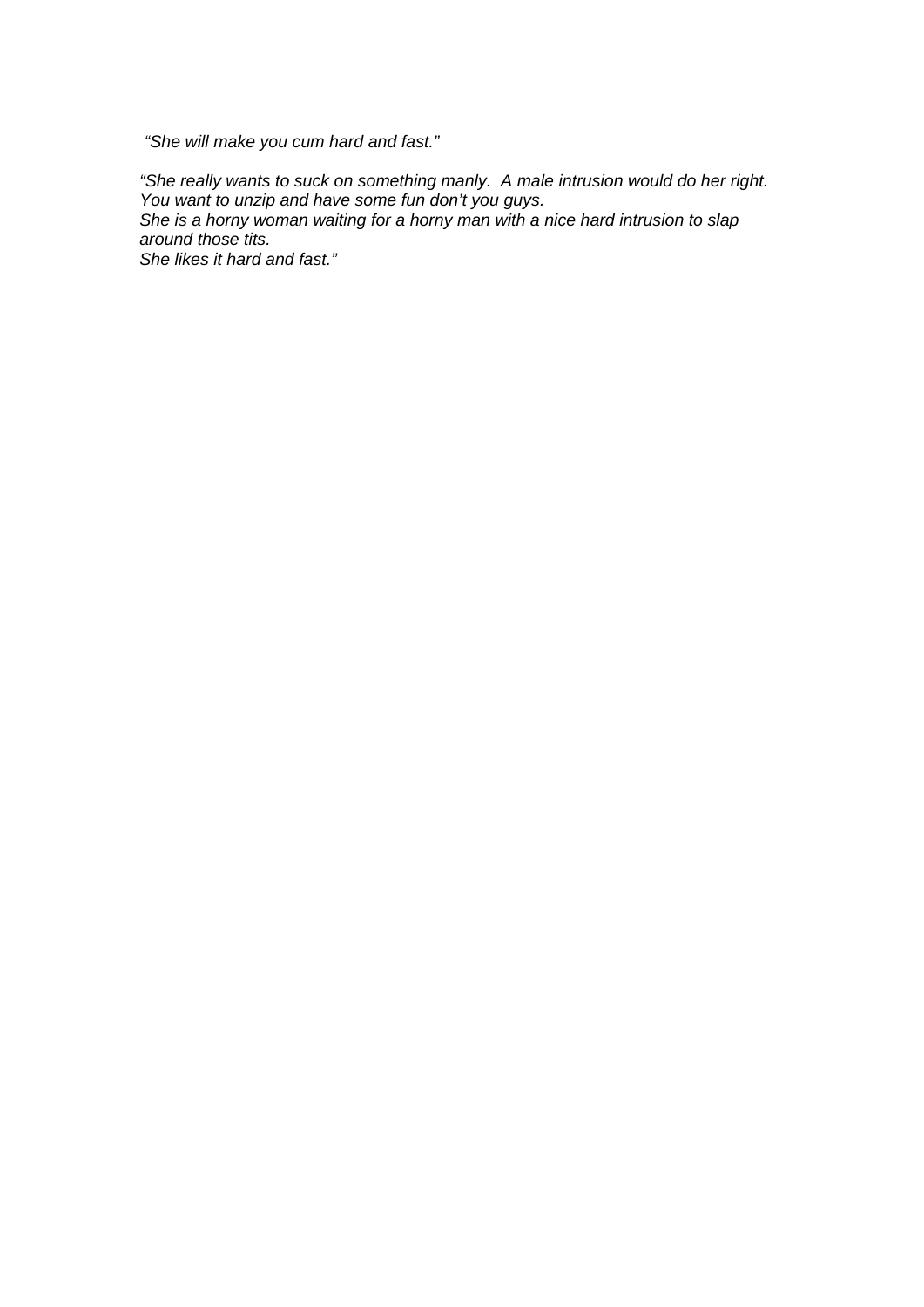*"She will make you cum hard and fast."*

*"She really wants to suck on something manly. A male intrusion would do her right. You want to unzip and have some fun don't you guys.*
*She is a horny woman waiting for a horny man with a nice hard intrusion to slap around those tits.*
*She likes it hard and fast."*